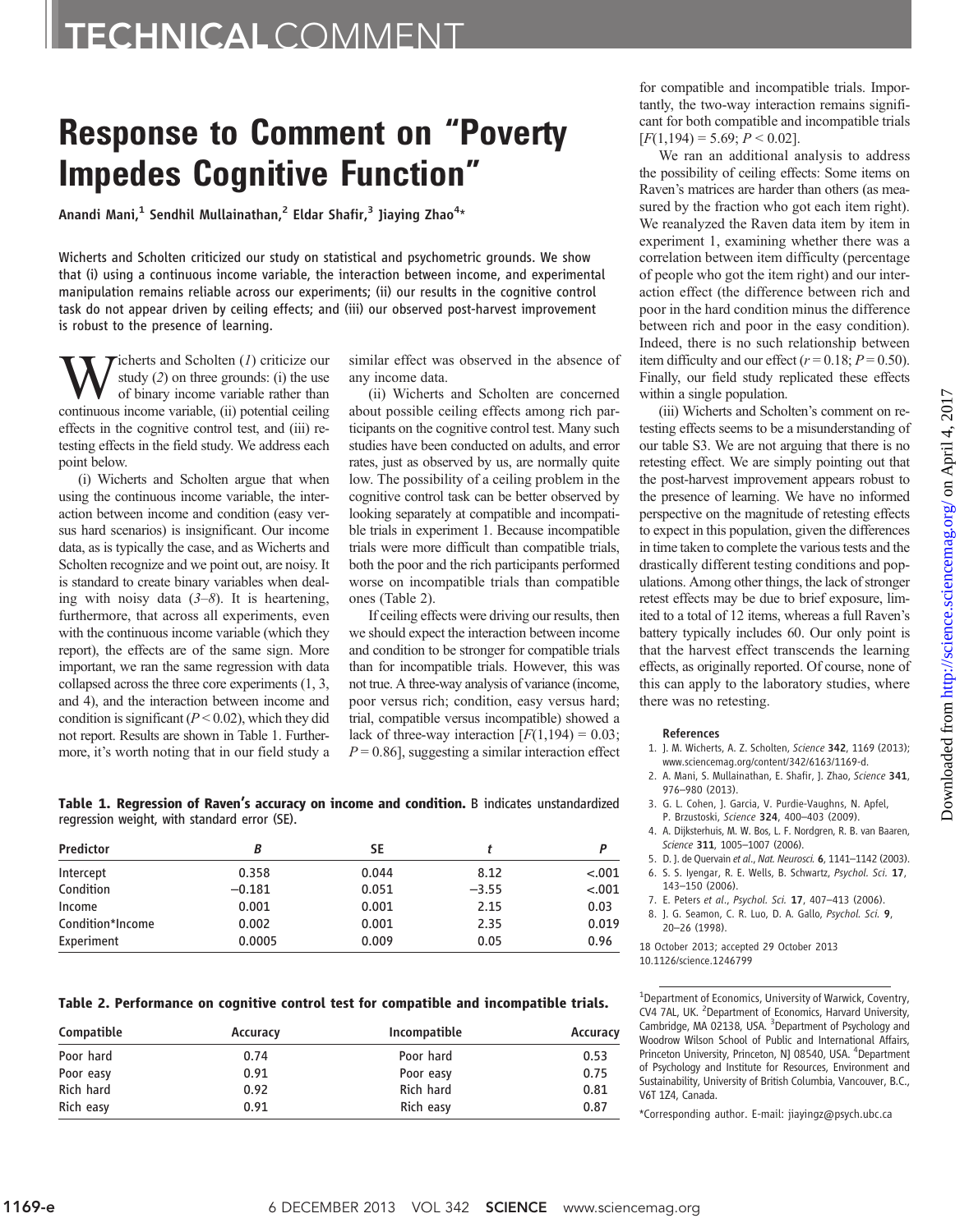TECHNICAL COMMENT

# Response to Comment on "Poverty Impedes Cognitive Function"

Anandi Mani,[1] Sendhil Mullainathan,[2] Eldar Shafir,[3] Jiaying Zhao[4]*

Wicherts and Scholten criticized our study on statistical and psychometric grounds. We show that (i) using a continuous income variable, the interaction between income, and experimental manipulation remains reliable across our experiments; (ii) our results in the cognitive control task do not appear driven by ceiling effects; and (iii) our observed post-harvest improvement is robust to the presence of learning.

Wicherts and Scholten (*1*) criticize our study (*2*) on three grounds: (i) the use of binary income variable rather than continuous income variable, (ii) potential ceiling effects in the cognitive control test, and (iii) retesting effects in the field study. We address each point below.

(i) Wicherts and Scholten argue that when using the continuous income variable, the interaction between income and condition (easy versus hard scenarios) is insignificant. Our income data, as is typically the case, and as Wicherts and Scholten recognize and we point out, are noisy. It is standard to create binary variables when dealing with noisy data (*3*–*8*). It is heartening, furthermore, that across all experiments, even with the continuous income variable (which they report), the effects are of the same sign. More important, we ran the same regression with data collapsed across the three core experiments (1, 3, and 4), and the interaction between income and condition is significant ($P < 0.02$), which they did not report. Results are shown in Table 1. Furthermore, it's worth noting that in our field study a similar effect was observed in the absence of any income data.

(ii) Wicherts and Scholten are concerned about possible ceiling effects among rich participants on the cognitive control test. Many such studies have been conducted on adults, and error rates, just as observed by us, are normally quite low. The possibility of a ceiling problem in the cognitive control task can be better observed by looking separately at compatible and incompatible trials in experiment 1. Because incompatible trials were more difficult than compatible trials, both the poor and the rich participants performed worse on incompatible trials than compatible ones (Table 2).

If ceiling effects were driving our results, then we should expect the interaction between income and condition to be stronger for compatible trials than for incompatible trials. However, this was not true. A three-way analysis of variance (income, poor versus rich; condition, easy versus hard; trial, compatible versus incompatible) showed a lack of three-way interaction [$F(1,194) = 0.03$; $P = 0.86$], suggesting a similar interaction effect for compatible and incompatible trials. Importantly, the two-way interaction remains significant for both compatible and incompatible trials [$F(1,194) = 5.69$; $P < 0.02$].

We ran an additional analysis to address the possibility of ceiling effects: Some items on Raven's matrices are harder than others (as measured by the fraction who got each item right). We reanalyzed the Raven data item by item in experiment 1, examining whether there was a correlation between item difficulty (percentage of people who got the item right) and our interaction effect (the difference between rich and poor in the hard condition minus the difference between rich and poor in the easy condition). Indeed, there is no such relationship between item difficulty and our effect ($r = 0.18$; $P = 0.50$). Finally, our field study replicated these effects within a single population.

(iii) Wicherts and Scholten's comment on retesting effects seems to be a misunderstanding of our table S3. We are not arguing that there is no retesting effect. We are simply pointing out that the post-harvest improvement appears robust to the presence of learning. We have no informed perspective on the magnitude of retesting effects to expect in this population, given the differences in time taken to complete the various tests and the drastically different testing conditions and populations. Among other things, the lack of stronger retest effects may be due to brief exposure, limited to a total of 12 items, whereas a full Raven's battery typically includes 60. Our only point is that the harvest effect transcends the learning effects, as originally reported. Of course, none of this can apply to the laboratory studies, where there was no retesting.

**Table 1. Regression of Raven's accuracy on income and condition.** B indicates unstandardized regression weight, with standard error (SE).

| Predictor | B | SE | t | P |
|---|---|---|---|---|
| Intercept | 0.358 | 0.044 | 8.12 | <.001 |
| Condition | −0.181 | 0.051 | −3.55 | <.001 |
| Income | 0.001 | 0.001 | 2.15 | 0.03 |
| Condition*Income | 0.002 | 0.001 | 2.35 | 0.019 |
| Experiment | 0.0005 | 0.009 | 0.05 | 0.96 |

**Table 2. Performance on cognitive control test for compatible and incompatible trials.**

| Compatible | Accuracy | Incompatible | Accuracy |
|---|---|---|---|
| Poor hard | 0.74 | Poor hard | 0.53 |
| Poor easy | 0.91 | Poor easy | 0.75 |
| Rich hard | 0.92 | Rich hard | 0.81 |
| Rich easy | 0.91 | Rich easy | 0.87 |

**References**

1. J. M. Wicherts, A. Z. Scholten, *Science* **342**, 1169 (2013); www.sciencemag.org/content/342/6163/1169-d.
2. A. Mani, S. Mullainathan, E. Shafir, J. Zhao, *Science* **341**, 976–980 (2013).
3. G. L. Cohen, J. Garcia, V. Purdie-Vaughns, N. Apfel, P. Brzustoski, *Science* **324**, 400–403 (2009).
4. A. Dijksterhuis, M. W. Bos, L. F. Nordgren, R. B. van Baaren, *Science* **311**, 1005–1007 (2006).
5. D. J. de Quervain *et al.*, *Nat. Neurosci.* **6**, 1141–1142 (2003).
6. S. S. Iyengar, R. E. Wells, B. Schwartz, *Psychol. Sci.* **17**, 143–150 (2006).
7. E. Peters *et al.*, *Psychol. Sci.* **17**, 407–413 (2006).
8. J. G. Seamon, C. R. Luo, D. A. Gallo, *Psychol. Sci.* **9**, 20–26 (1998).

18 October 2013; accepted 29 October 2013
10.1126/science.1246799

[1]Department of Economics, University of Warwick, Coventry, CV4 7AL, UK. [2]Department of Economics, Harvard University, Cambridge, MA 02138, USA. [3]Department of Psychology and Woodrow Wilson School of Public and International Affairs, Princeton University, Princeton, NJ 08540, USA. [4]Department of Psychology and Institute for Resources, Environment and Sustainability, University of British Columbia, Vancouver, B.C., V6T 1Z4, Canada.

*Corresponding author. E-mail: jiayingz@psych.ubc.ca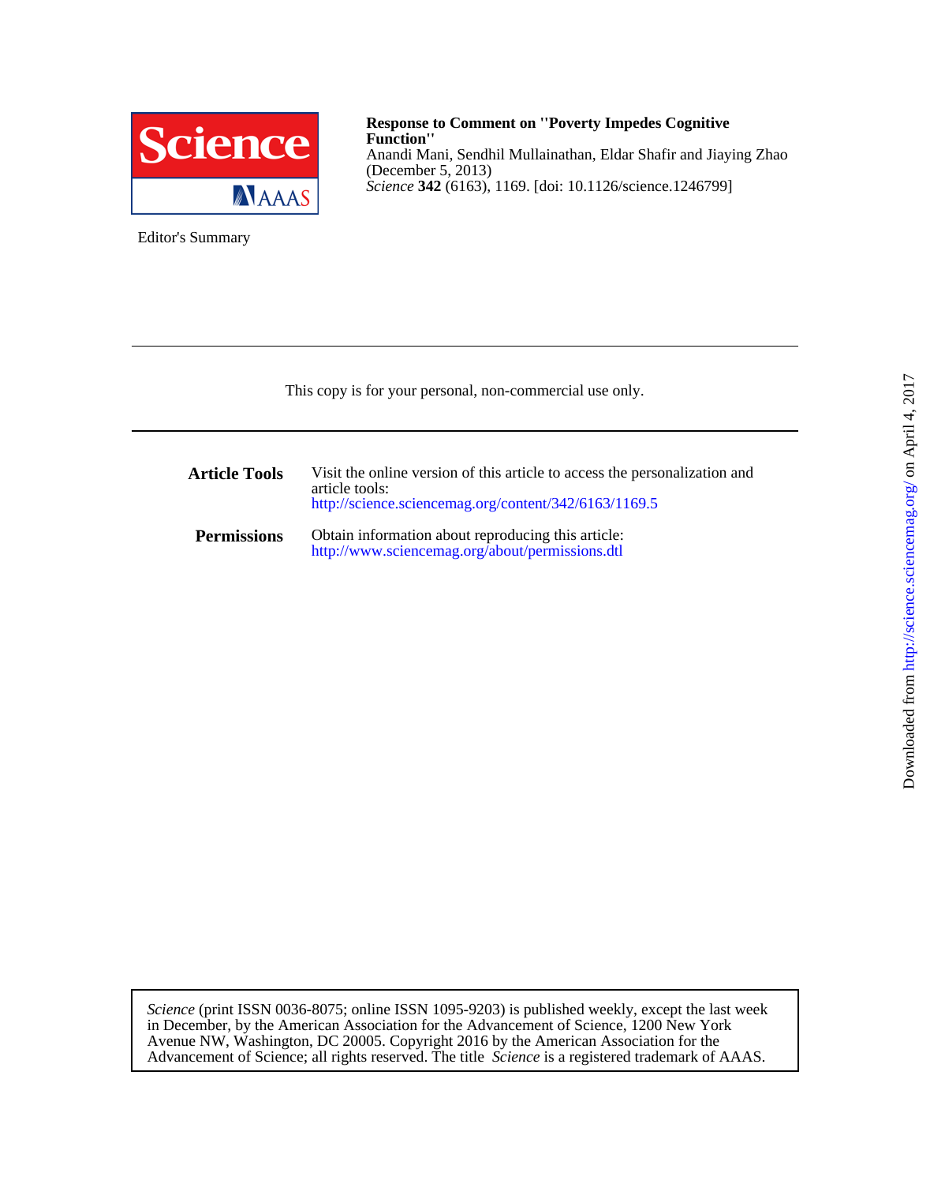**Response to Comment on ''Poverty Impedes Cognitive Function''**
Anandi Mani, Sendhil Mullainathan, Eldar Shafir and Jiaying Zhao
(December 5, 2013)
*Science* **342** (6163), 1169. [doi: 10.1126/science.1246799]

Editor's Summary

---

This copy is for your personal, non-commercial use only.

---

**Article Tools** Visit the online version of this article to access the personalization and article tools:
http://science.sciencemag.org/content/342/6163/1169.5

**Permissions** Obtain information about reproducing this article:
http://www.sciencemag.org/about/permissions.dtl

Downloaded from http://science.sciencemag.org/ on April 4, 2017

*Science* (print ISSN 0036-8075; online ISSN 1095-9203) is published weekly, except the last week in December, by the American Association for the Advancement of Science, 1200 New York Avenue NW, Washington, DC 20005. Copyright 2016 by the American Association for the Advancement of Science; all rights reserved. The title *Science* is a registered trademark of AAAS.